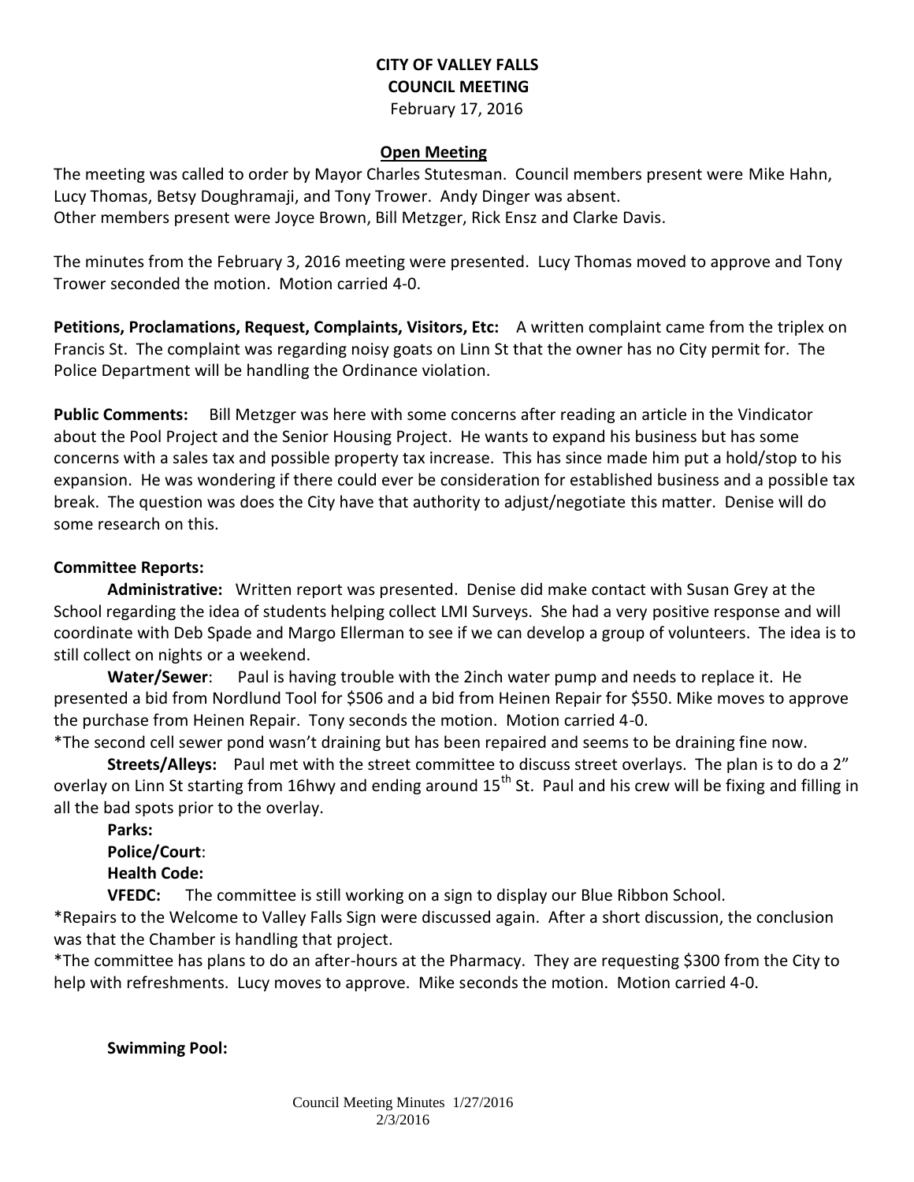# CITY OF VALLEY FALLS
## COUNCIL MEETING
February 17, 2016

**Open Meeting**

The meeting was called to order by Mayor Charles Stutesman. Council members present were Mike Hahn, Lucy Thomas, Betsy Doughramaji, and Tony Trower. Andy Dinger was absent.
Other members present were Joyce Brown, Bill Metzger, Rick Ensz and Clarke Davis.

The minutes from the February 3, 2016 meeting were presented. Lucy Thomas moved to approve and Tony Trower seconded the motion. Motion carried 4-0.

**Petitions, Proclamations, Request, Complaints, Visitors, Etc:** A written complaint came from the triplex on Francis St. The complaint was regarding noisy goats on Linn St that the owner has no City permit for. The Police Department will be handling the Ordinance violation.

**Public Comments:** Bill Metzger was here with some concerns after reading an article in the Vindicator about the Pool Project and the Senior Housing Project. He wants to expand his business but has some concerns with a sales tax and possible property tax increase. This has since made him put a hold/stop to his expansion. He was wondering if there could ever be consideration for established business and a possible tax break. The question was does the City have that authority to adjust/negotiate this matter. Denise will do some research on this.

**Committee Reports:**

**Administrative:** Written report was presented. Denise did make contact with Susan Grey at the School regarding the idea of students helping collect LMI Surveys. She had a very positive response and will coordinate with Deb Spade and Margo Ellerman to see if we can develop a group of volunteers. The idea is to still collect on nights or a weekend.

**Water/Sewer**: Paul is having trouble with the 2inch water pump and needs to replace it. He presented a bid from Nordlund Tool for $506 and a bid from Heinen Repair for $550. Mike moves to approve the purchase from Heinen Repair. Tony seconds the motion. Motion carried 4-0.

*The second cell sewer pond wasn't draining but has been repaired and seems to be draining fine now.

**Streets/Alleys:** Paul met with the street committee to discuss street overlays. The plan is to do a 2" overlay on Linn St starting from 16hwy and ending around 15th St. Paul and his crew will be fixing and filling in all the bad spots prior to the overlay.

**Parks:**

**Police/Court**:

**Health Code:**

**VFEDC:** The committee is still working on a sign to display our Blue Ribbon School.

*Repairs to the Welcome to Valley Falls Sign were discussed again. After a short discussion, the conclusion was that the Chamber is handling that project.

*The committee has plans to do an after-hours at the Pharmacy. They are requesting $300 from the City to help with refreshments. Lucy moves to approve. Mike seconds the motion. Motion carried 4-0.

**Swimming Pool:**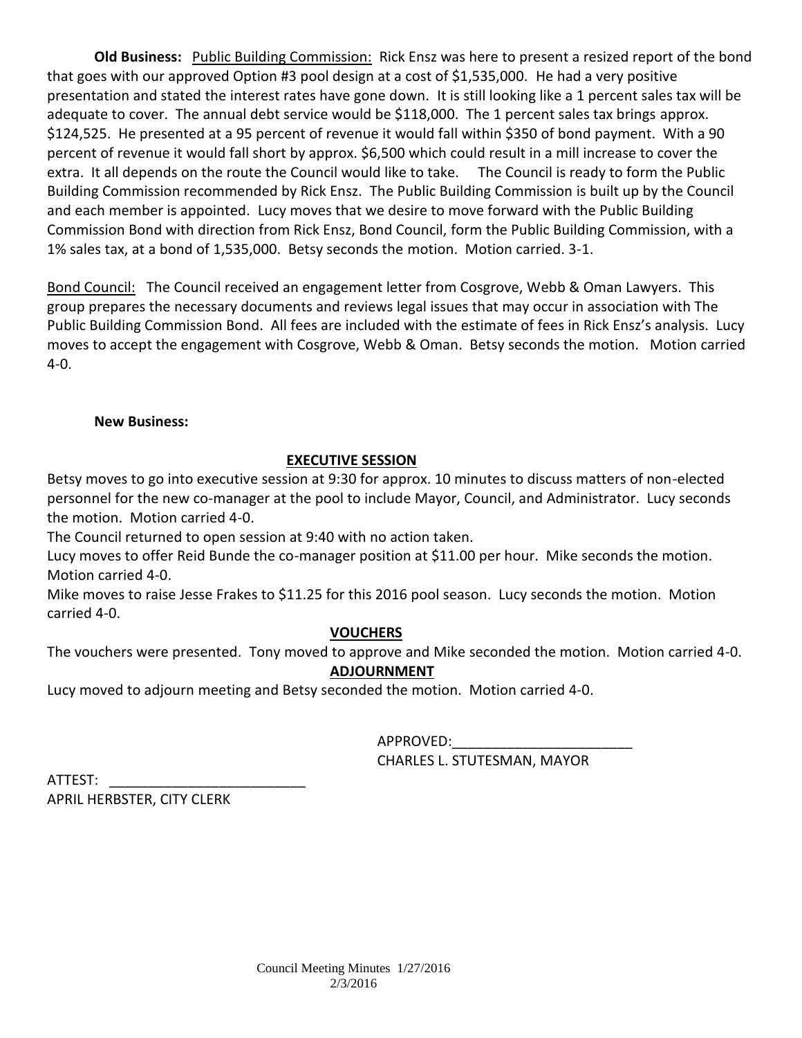**Old Business:** Public Building Commission: Rick Ensz was here to present a resized report of the bond that goes with our approved Option #3 pool design at a cost of $1,535,000. He had a very positive presentation and stated the interest rates have gone down. It is still looking like a 1 percent sales tax will be adequate to cover. The annual debt service would be $118,000. The 1 percent sales tax brings approx. $124,525. He presented at a 95 percent of revenue it would fall within $350 of bond payment. With a 90 percent of revenue it would fall short by approx. $6,500 which could result in a mill increase to cover the extra. It all depends on the route the Council would like to take. The Council is ready to form the Public Building Commission recommended by Rick Ensz. The Public Building Commission is built up by the Council and each member is appointed. Lucy moves that we desire to move forward with the Public Building Commission Bond with direction from Rick Ensz, Bond Council, form the Public Building Commission, with a 1% sales tax, at a bond of 1,535,000. Betsy seconds the motion. Motion carried. 3-1.

Bond Council: The Council received an engagement letter from Cosgrove, Webb & Oman Lawyers. This group prepares the necessary documents and reviews legal issues that may occur in association with The Public Building Commission Bond. All fees are included with the estimate of fees in Rick Ensz's analysis. Lucy moves to accept the engagement with Cosgrove, Webb & Oman. Betsy seconds the motion. Motion carried 4-0.

**New Business:**

## EXECUTIVE SESSION

Betsy moves to go into executive session at 9:30 for approx. 10 minutes to discuss matters of non-elected personnel for the new co-manager at the pool to include Mayor, Council, and Administrator. Lucy seconds the motion. Motion carried 4-0.

The Council returned to open session at 9:40 with no action taken.

Lucy moves to offer Reid Bunde the co-manager position at $11.00 per hour. Mike seconds the motion. Motion carried 4-0.

Mike moves to raise Jesse Frakes to $11.25 for this 2016 pool season. Lucy seconds the motion. Motion carried 4-0.

## VOUCHERS

The vouchers were presented. Tony moved to approve and Mike seconded the motion. Motion carried 4-0.

## ADJOURNMENT

Lucy moved to adjourn meeting and Betsy seconded the motion. Motion carried 4-0.

APPROVED:_______________________
CHARLES L. STUTESMAN, MAYOR

ATTEST: _________________________
APRIL HERBSTER, CITY CLERK

Council Meeting Minutes 1/27/2016
2/3/2016